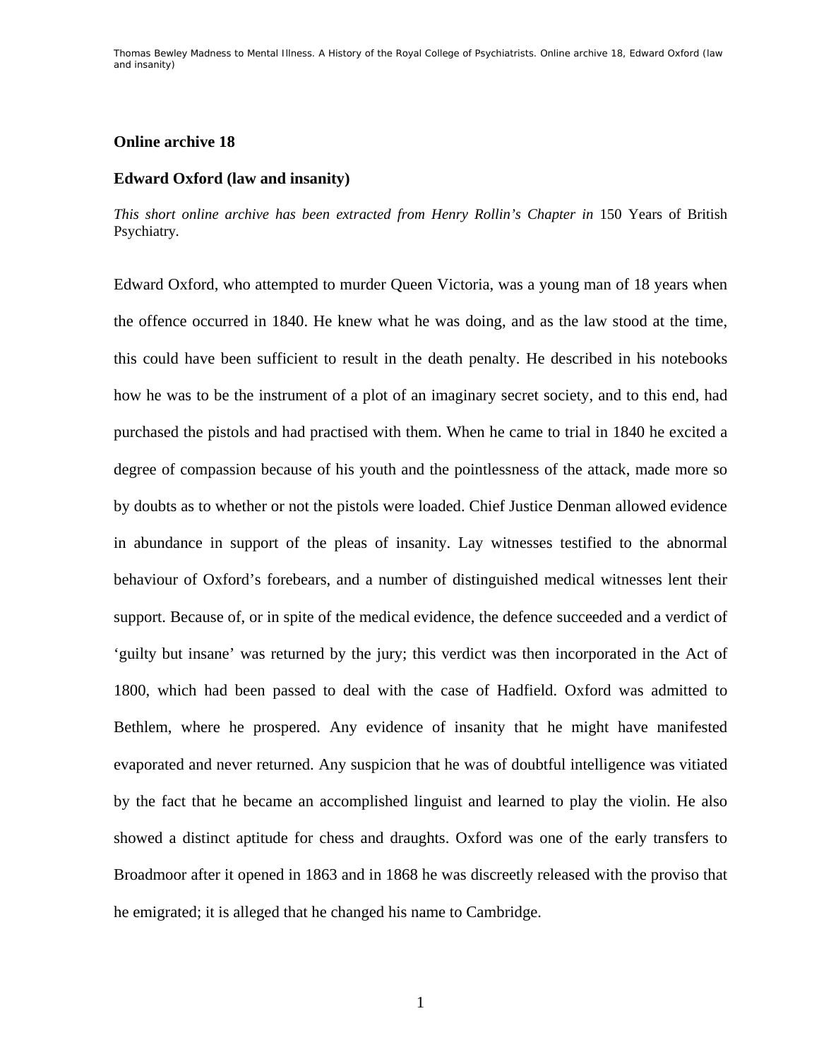## Online archive 18

## Edward Oxford (law and insanity)

*This short online archive has been extracted from Henry Rollin's Chapter in* 150 Years of British Psychiatry.

Edward Oxford, who attempted to murder Queen Victoria, was a young man of 18 years when the offence occurred in 1840. He knew what he was doing, and as the law stood at the time, this could have been sufficient to result in the death penalty. He described in his notebooks how he was to be the instrument of a plot of an imaginary secret society, and to this end, had purchased the pistols and had practised with them. When he came to trial in 1840 he excited a degree of compassion because of his youth and the pointlessness of the attack, made more so by doubts as to whether or not the pistols were loaded. Chief Justice Denman allowed evidence in abundance in support of the pleas of insanity. Lay witnesses testified to the abnormal behaviour of Oxford's forebears, and a number of distinguished medical witnesses lent their support. Because of, or in spite of the medical evidence, the defence succeeded and a verdict of 'guilty but insane' was returned by the jury; this verdict was then incorporated in the Act of 1800, which had been passed to deal with the case of Hadfield. Oxford was admitted to Bethlem, where he prospered. Any evidence of insanity that he might have manifested evaporated and never returned. Any suspicion that he was of doubtful intelligence was vitiated by the fact that he became an accomplished linguist and learned to play the violin. He also showed a distinct aptitude for chess and draughts. Oxford was one of the early transfers to Broadmoor after it opened in 1863 and in 1868 he was discreetly released with the proviso that he emigrated; it is alleged that he changed his name to Cambridge.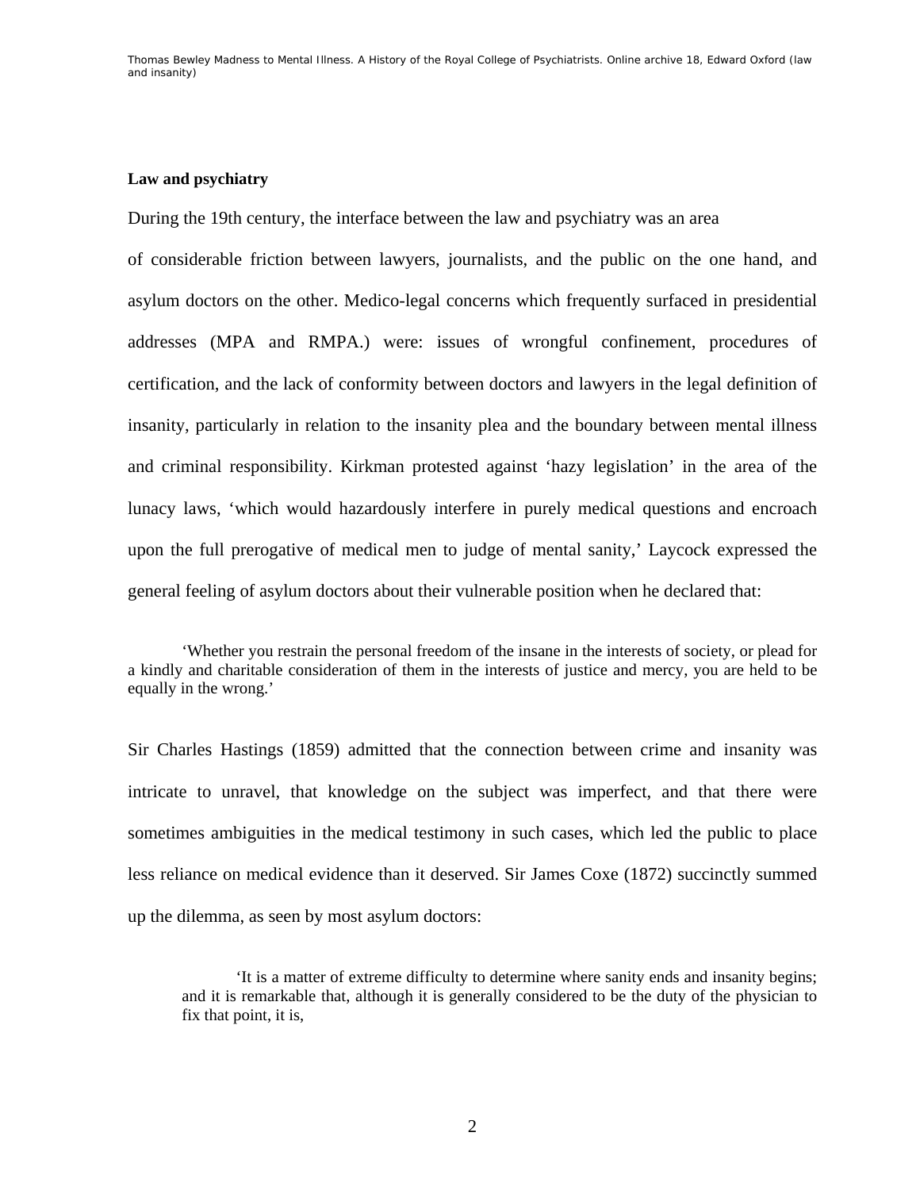**Law and psychiatry**

During the 19th century, the interface between the law and psychiatry was an area of considerable friction between lawyers, journalists, and the public on the one hand, and asylum doctors on the other. Medico-legal concerns which frequently surfaced in presidential addresses (MPA and RMPA.) were: issues of wrongful confinement, procedures of certification, and the lack of conformity between doctors and lawyers in the legal definition of insanity, particularly in relation to the insanity plea and the boundary between mental illness and criminal responsibility. Kirkman protested against 'hazy legislation' in the area of the lunacy laws, 'which would hazardously interfere in purely medical questions and encroach upon the full prerogative of medical men to judge of mental sanity,' Laycock expressed the general feeling of asylum doctors about their vulnerable position when he declared that:

> 'Whether you restrain the personal freedom of the insane in the interests of society, or plead for a kindly and charitable consideration of them in the interests of justice and mercy, you are held to be equally in the wrong.'

Sir Charles Hastings (1859) admitted that the connection between crime and insanity was intricate to unravel, that knowledge on the subject was imperfect, and that there were sometimes ambiguities in the medical testimony in such cases, which led the public to place less reliance on medical evidence than it deserved. Sir James Coxe (1872) succinctly summed up the dilemma, as seen by most asylum doctors:

> 'It is a matter of extreme difficulty to determine where sanity ends and insanity begins; and it is remarkable that, although it is generally considered to be the duty of the physician to fix that point, it is,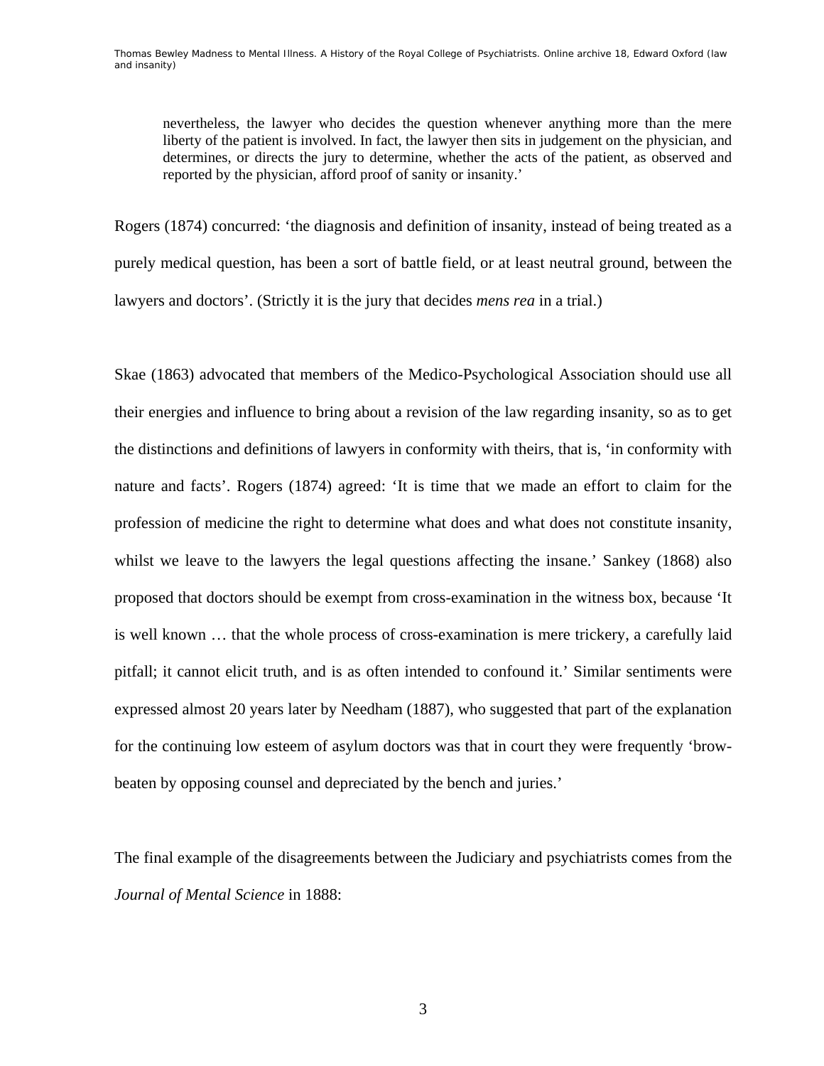> nevertheless, the lawyer who decides the question whenever anything more than the mere liberty of the patient is involved. In fact, the lawyer then sits in judgement on the physician, and determines, or directs the jury to determine, whether the acts of the patient, as observed and reported by the physician, afford proof of sanity or insanity.'

Rogers (1874) concurred: 'the diagnosis and definition of insanity, instead of being treated as a purely medical question, has been a sort of battle field, or at least neutral ground, between the lawyers and doctors'. (Strictly it is the jury that decides *mens rea* in a trial.)

Skae (1863) advocated that members of the Medico-Psychological Association should use all their energies and influence to bring about a revision of the law regarding insanity, so as to get the distinctions and definitions of lawyers in conformity with theirs, that is, 'in conformity with nature and facts'. Rogers (1874) agreed: 'It is time that we made an effort to claim for the profession of medicine the right to determine what does and what does not constitute insanity, whilst we leave to the lawyers the legal questions affecting the insane.' Sankey (1868) also proposed that doctors should be exempt from cross-examination in the witness box, because 'It is well known … that the whole process of cross-examination is mere trickery, a carefully laid pitfall; it cannot elicit truth, and is as often intended to confound it.' Similar sentiments were expressed almost 20 years later by Needham (1887), who suggested that part of the explanation for the continuing low esteem of asylum doctors was that in court they were frequently 'brow-beaten by opposing counsel and depreciated by the bench and juries.'

The final example of the disagreements between the Judiciary and psychiatrists comes from the *Journal of Mental Science* in 1888: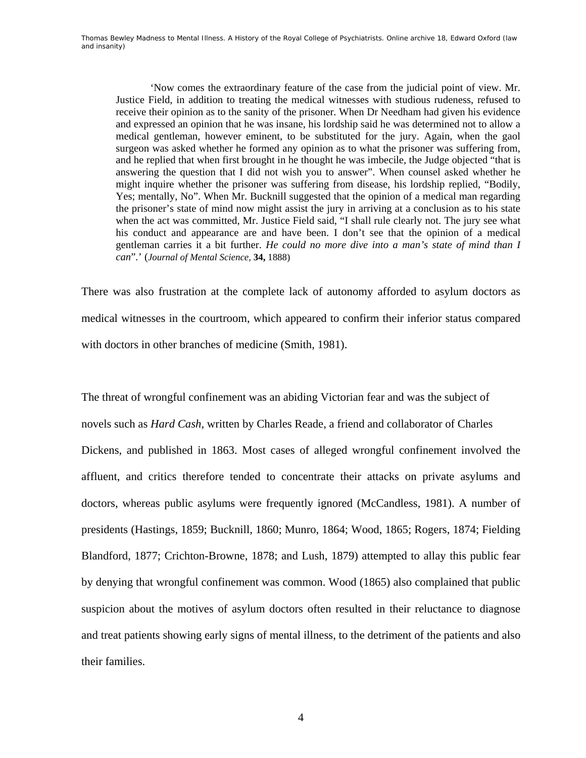> 'Now comes the extraordinary feature of the case from the judicial point of view. Mr. Justice Field, in addition to treating the medical witnesses with studious rudeness, refused to receive their opinion as to the sanity of the prisoner. When Dr Needham had given his evidence and expressed an opinion that he was insane, his lordship said he was determined not to allow a medical gentleman, however eminent, to be substituted for the jury. Again, when the gaol surgeon was asked whether he formed any opinion as to what the prisoner was suffering from, and he replied that when first brought in he thought he was imbecile, the Judge objected "that is answering the question that I did not wish you to answer". When counsel asked whether he might inquire whether the prisoner was suffering from disease, his lordship replied, "Bodily, Yes; mentally, No". When Mr. Bucknill suggested that the opinion of a medical man regarding the prisoner's state of mind now might assist the jury in arriving at a conclusion as to his state when the act was committed, Mr. Justice Field said, "I shall rule clearly not. The jury see what his conduct and appearance are and have been. I don't see that the opinion of a medical gentleman carries it a bit further. *He could no more dive into a man's state of mind than I can*".' (*Journal of Mental Science,* **34,** 1888)

There was also frustration at the complete lack of autonomy afforded to asylum doctors as medical witnesses in the courtroom, which appeared to confirm their inferior status compared with doctors in other branches of medicine (Smith, 1981).

The threat of wrongful confinement was an abiding Victorian fear and was the subject of novels such as *Hard Cash*, written by Charles Reade, a friend and collaborator of Charles Dickens, and published in 1863. Most cases of alleged wrongful confinement involved the affluent, and critics therefore tended to concentrate their attacks on private asylums and doctors, whereas public asylums were frequently ignored (McCandless, 1981). A number of presidents (Hastings, 1859; Bucknill, 1860; Munro, 1864; Wood, 1865; Rogers, 1874; Fielding Blandford, 1877; Crichton-Browne, 1878; and Lush, 1879) attempted to allay this public fear by denying that wrongful confinement was common. Wood (1865) also complained that public suspicion about the motives of asylum doctors often resulted in their reluctance to diagnose and treat patients showing early signs of mental illness, to the detriment of the patients and also their families.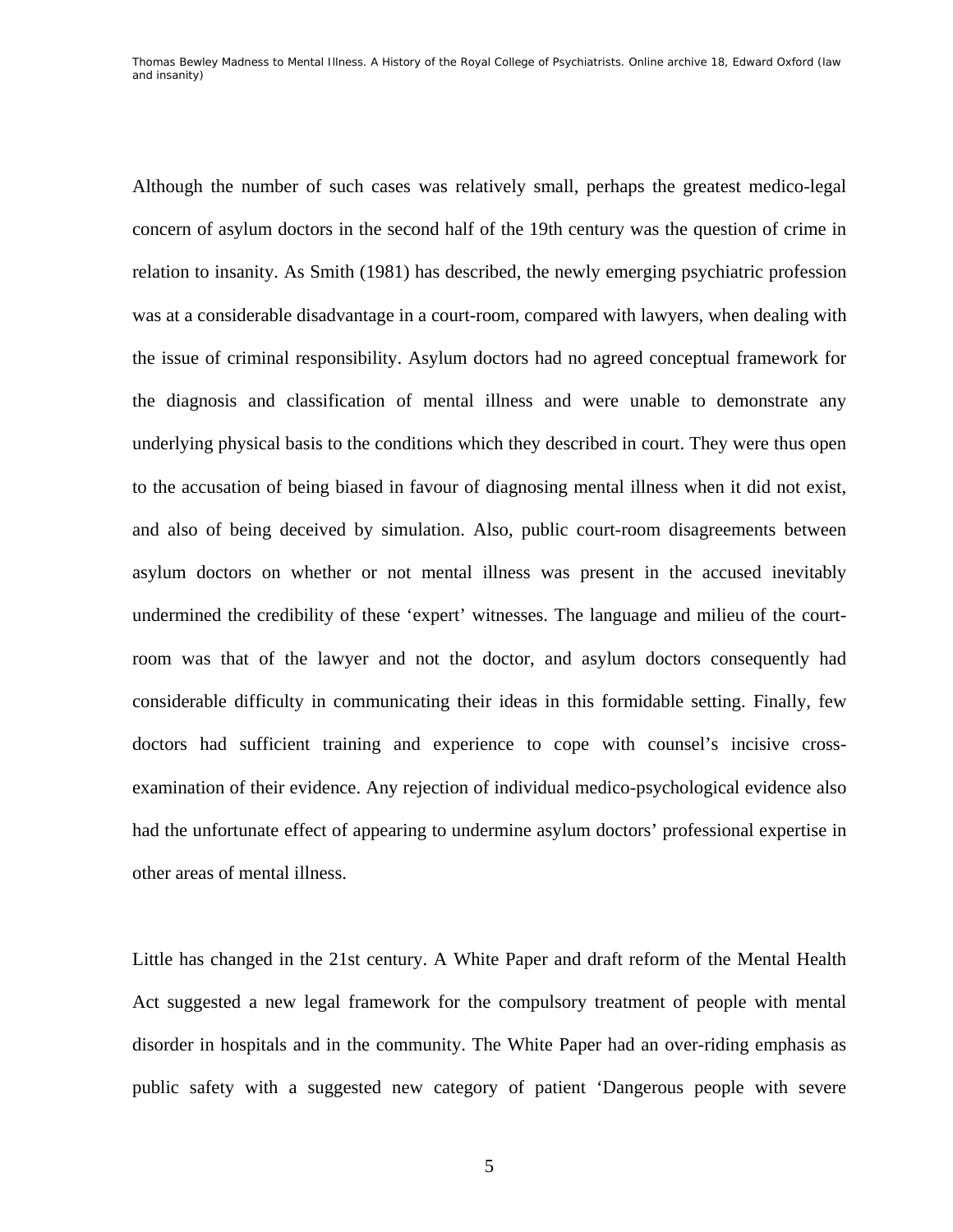Although the number of such cases was relatively small, perhaps the greatest medico-legal concern of asylum doctors in the second half of the 19th century was the question of crime in relation to insanity. As Smith (1981) has described, the newly emerging psychiatric profession was at a considerable disadvantage in a court-room, compared with lawyers, when dealing with the issue of criminal responsibility. Asylum doctors had no agreed conceptual framework for the diagnosis and classification of mental illness and were unable to demonstrate any underlying physical basis to the conditions which they described in court. They were thus open to the accusation of being biased in favour of diagnosing mental illness when it did not exist, and also of being deceived by simulation. Also, public court-room disagreements between asylum doctors on whether or not mental illness was present in the accused inevitably undermined the credibility of these 'expert' witnesses. The language and milieu of the court-room was that of the lawyer and not the doctor, and asylum doctors consequently had considerable difficulty in communicating their ideas in this formidable setting. Finally, few doctors had sufficient training and experience to cope with counsel's incisive cross-examination of their evidence. Any rejection of individual medico-psychological evidence also had the unfortunate effect of appearing to undermine asylum doctors' professional expertise in other areas of mental illness.

Little has changed in the 21st century. A White Paper and draft reform of the Mental Health Act suggested a new legal framework for the compulsory treatment of people with mental disorder in hospitals and in the community. The White Paper had an over-riding emphasis as public safety with a suggested new category of patient 'Dangerous people with severe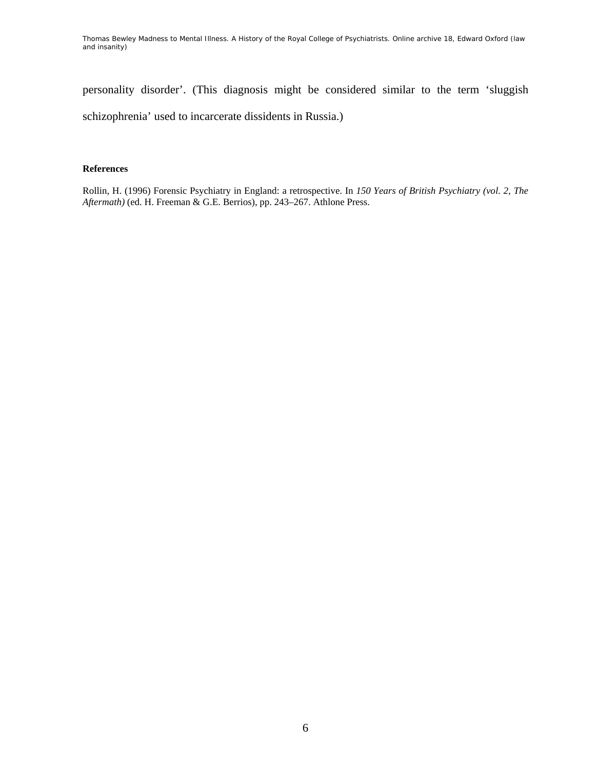personality disorder'. (This diagnosis might be considered similar to the term 'sluggish schizophrenia' used to incarcerate dissidents in Russia.)

**References**

Rollin, H. (1996) Forensic Psychiatry in England: a retrospective. In *150 Years of British Psychiatry (vol. 2, The Aftermath)* (ed. H. Freeman & G.E. Berrios), pp. 243–267. Athlone Press.